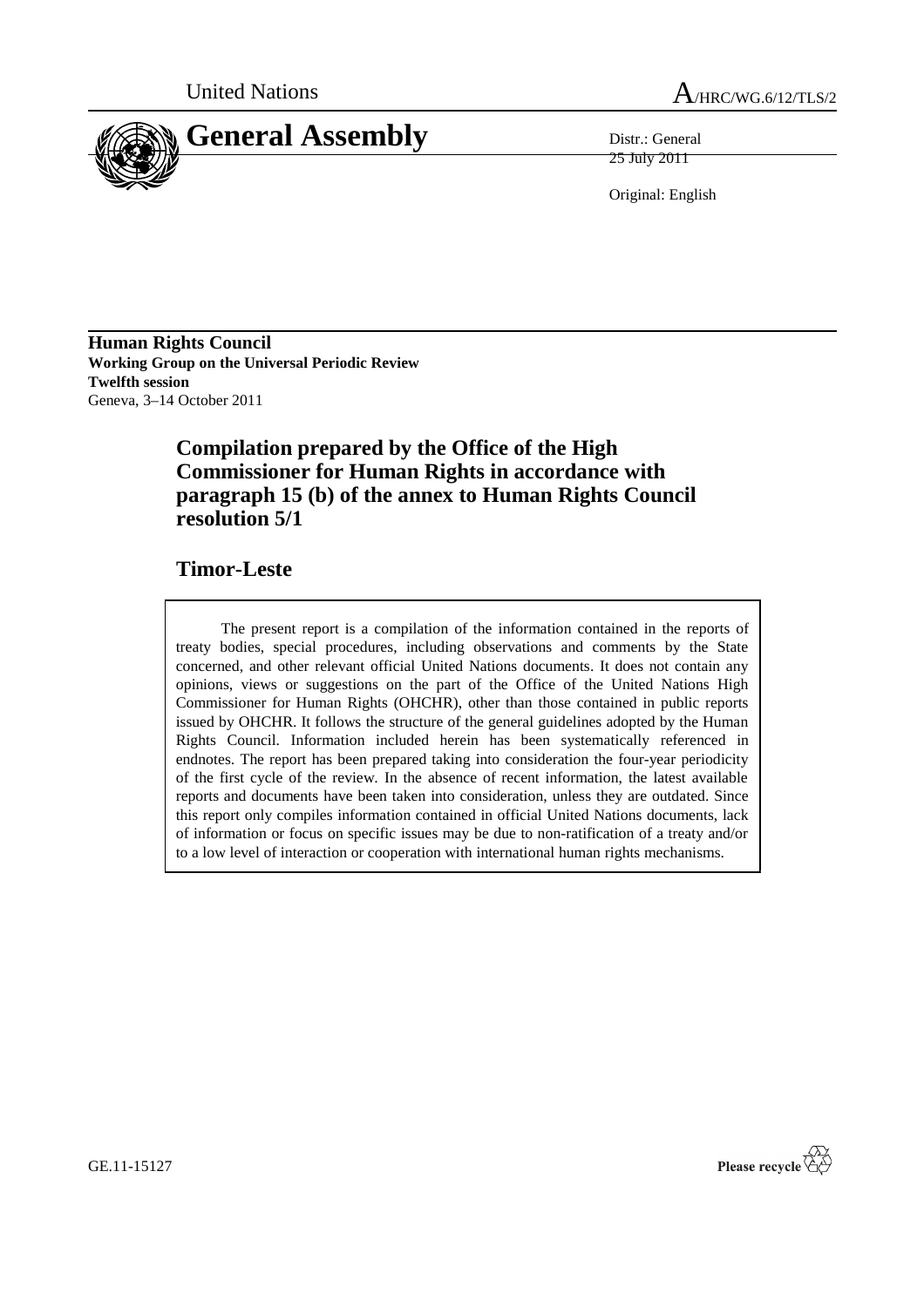United Nations

A/HRC/WG.6/12/TLS/2

# General Assembly

Distr.: General
25 July 2011

Original: English

**Human Rights Council**
**Working Group on the Universal Periodic Review**
**Twelfth session**
Geneva, 3–14 October 2011

## Compilation prepared by the Office of the High Commissioner for Human Rights in accordance with paragraph 15 (b) of the annex to Human Rights Council resolution 5/1

## Timor-Leste

The present report is a compilation of the information contained in the reports of treaty bodies, special procedures, including observations and comments by the State concerned, and other relevant official United Nations documents. It does not contain any opinions, views or suggestions on the part of the Office of the United Nations High Commissioner for Human Rights (OHCHR), other than those contained in public reports issued by OHCHR. It follows the structure of the general guidelines adopted by the Human Rights Council. Information included herein has been systematically referenced in endnotes. The report has been prepared taking into consideration the four-year periodicity of the first cycle of the review. In the absence of recent information, the latest available reports and documents have been taken into consideration, unless they are outdated. Since this report only compiles information contained in official United Nations documents, lack of information or focus on specific issues may be due to non-ratification of a treaty and/or to a low level of interaction or cooperation with international human rights mechanisms.

GE.11-15127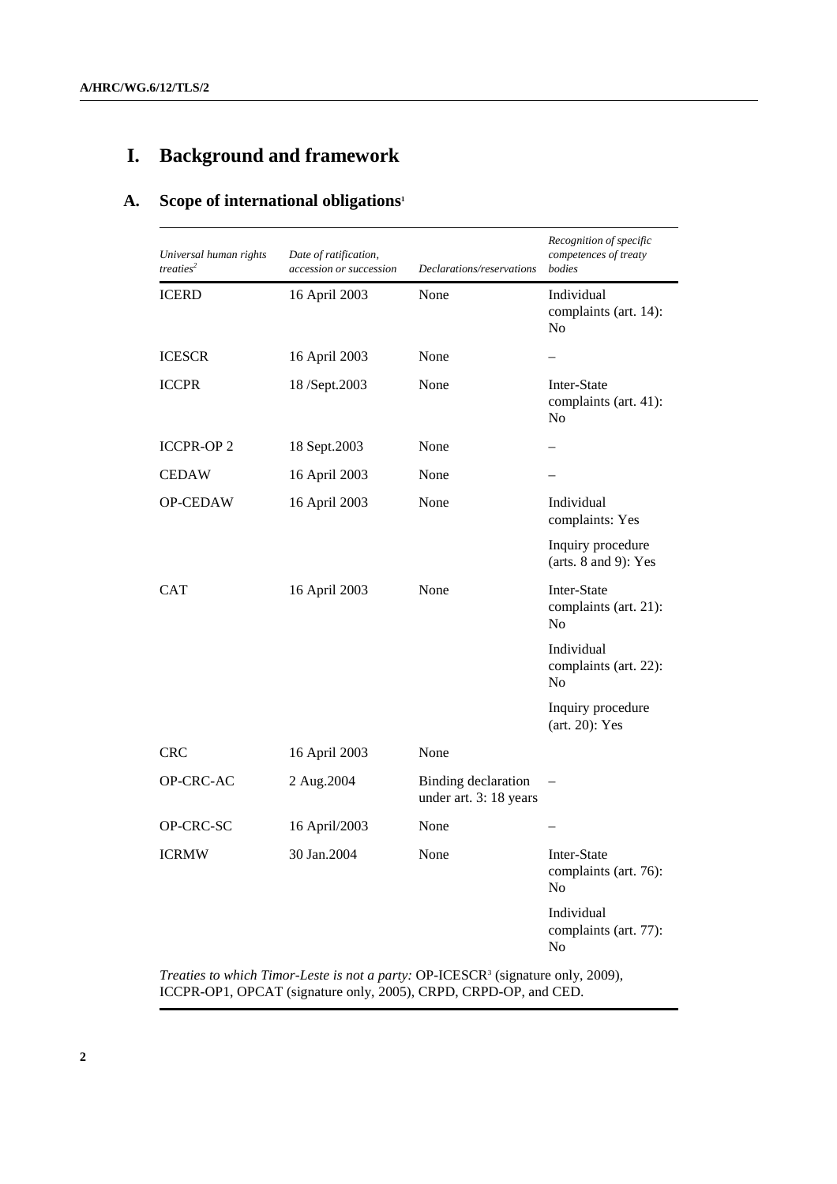# I. Background and framework

## A. Scope of international obligations[1]

| *Universal human rights treaties*[2] | *Date of ratification, accession or succession* | *Declarations/reservations* | *Recognition of specific competences of treaty bodies* |
|---|---|---|---|
| ICERD | 16 April 2003 | None | Individual complaints (art. 14): No |
| ICESCR | 16 April 2003 | None | – |
| ICCPR | 18 /Sept.2003 | None | Inter-State complaints (art. 41): No |
| ICCPR-OP 2 | 18 Sept.2003 | None | – |
| CEDAW | 16 April 2003 | None | – |
| OP-CEDAW | 16 April 2003 | None | Individual complaints: Yes |
| | | | Inquiry procedure (arts. 8 and 9): Yes |
| CAT | 16 April 2003 | None | Inter-State complaints (art. 21): No |
| | | | Individual complaints (art. 22): No |
| | | | Inquiry procedure (art. 20): Yes |
| CRC | 16 April 2003 | None | |
| OP-CRC-AC | 2 Aug.2004 | Binding declaration under art. 3: 18 years | – |
| OP-CRC-SC | 16 April/2003 | None | – |
| ICRMW | 30 Jan.2004 | None | Inter-State complaints (art. 76): No |
| | | | Individual complaints (art. 77): No |

*Treaties to which Timor-Leste is not a party:* OP-ICESCR[3] (signature only, 2009), ICCPR-OP1, OPCAT (signature only, 2005), CRPD, CRPD-OP, and CED.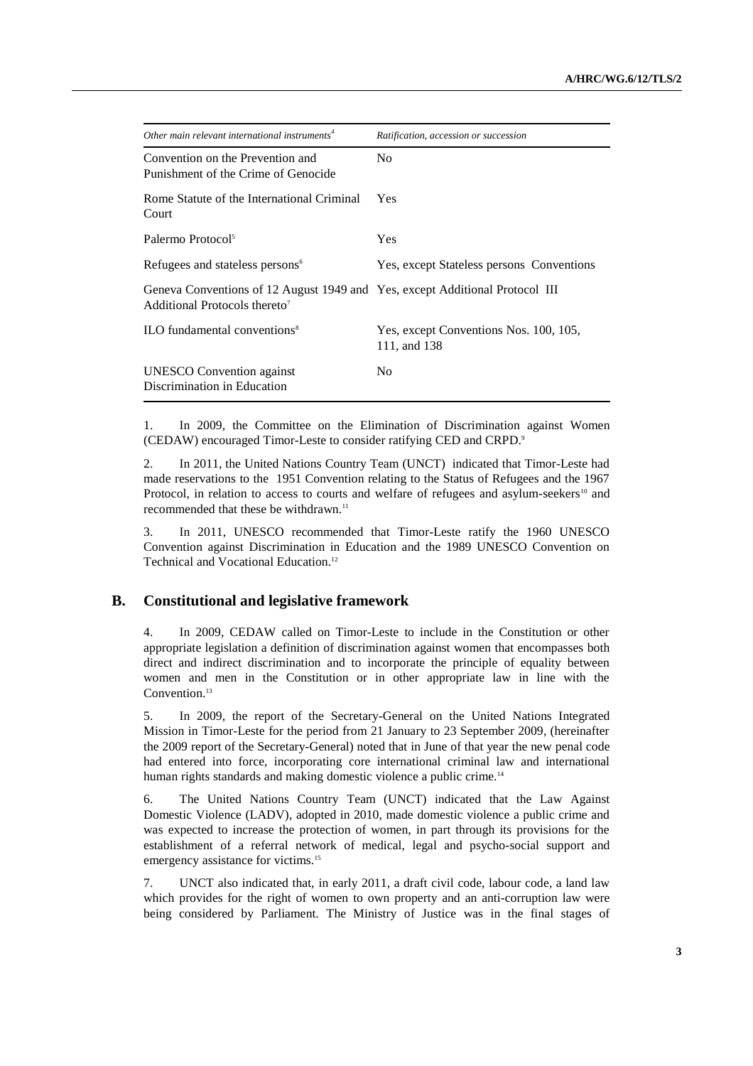| *Other main relevant international instruments*[4] | *Ratification, accession or succession* |
|---|---|
| Convention on the Prevention and Punishment of the Crime of Genocide | No |
| Rome Statute of the International Criminal Court | Yes |
| Palermo Protocol[5] | Yes |
| Refugees and stateless persons[6] | Yes, except Stateless persons Conventions |
| Geneva Conventions of 12 August 1949 and Additional Protocols thereto[7] | Yes, except Additional Protocol III |
| ILO fundamental conventions[8] | Yes, except Conventions Nos. 100, 105, 111, and 138 |
| UNESCO Convention against Discrimination in Education | No |

1. In 2009, the Committee on the Elimination of Discrimination against Women (CEDAW) encouraged Timor-Leste to consider ratifying CED and CRPD.[9]

2. In 2011, the United Nations Country Team (UNCT) indicated that Timor-Leste had made reservations to the 1951 Convention relating to the Status of Refugees and the 1967 Protocol, in relation to access to courts and welfare of refugees and asylum-seekers[10] and recommended that these be withdrawn.[11]

3. In 2011, UNESCO recommended that Timor-Leste ratify the 1960 UNESCO Convention against Discrimination in Education and the 1989 UNESCO Convention on Technical and Vocational Education.[12]

## B. Constitutional and legislative framework

4. In 2009, CEDAW called on Timor-Leste to include in the Constitution or other appropriate legislation a definition of discrimination against women that encompasses both direct and indirect discrimination and to incorporate the principle of equality between women and men in the Constitution or in other appropriate law in line with the Convention.[13]

5. In 2009, the report of the Secretary-General on the United Nations Integrated Mission in Timor-Leste for the period from 21 January to 23 September 2009, (hereinafter the 2009 report of the Secretary-General) noted that in June of that year the new penal code had entered into force, incorporating core international criminal law and international human rights standards and making domestic violence a public crime.[14]

6. The United Nations Country Team (UNCT) indicated that the Law Against Domestic Violence (LADV), adopted in 2010, made domestic violence a public crime and was expected to increase the protection of women, in part through its provisions for the establishment of a referral network of medical, legal and psycho-social support and emergency assistance for victims.[15]

7. UNCT also indicated that, in early 2011, a draft civil code, labour code, a land law which provides for the right of women to own property and an anti-corruption law were being considered by Parliament. The Ministry of Justice was in the final stages of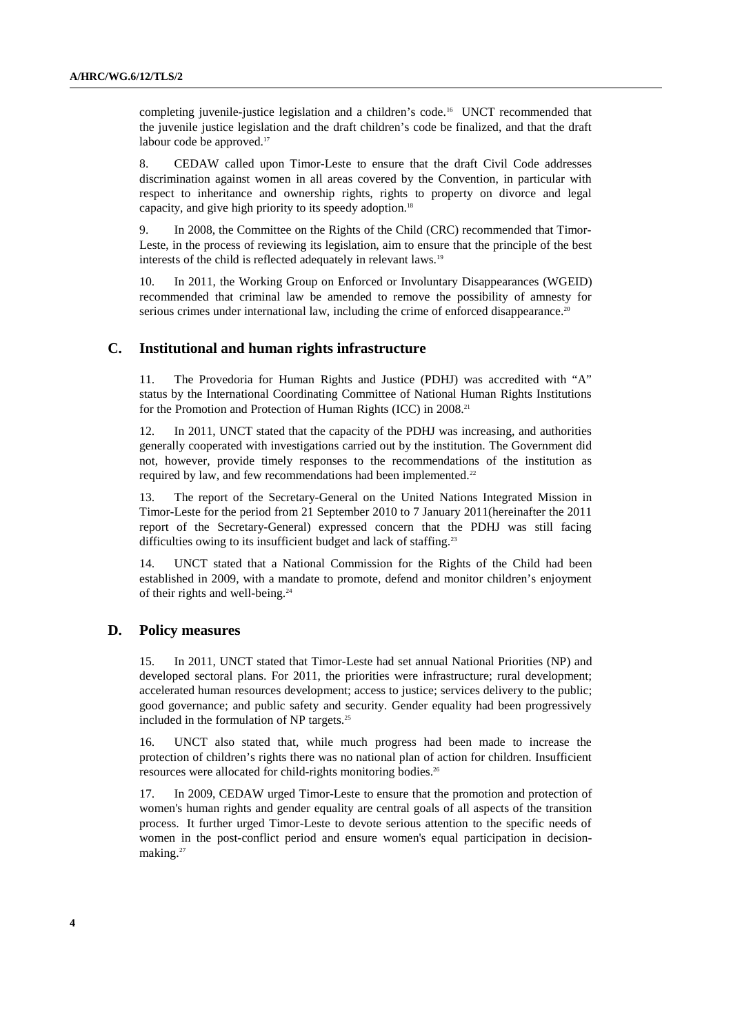completing juvenile-justice legislation and a children's code.[16] UNCT recommended that the juvenile justice legislation and the draft children's code be finalized, and that the draft labour code be approved.[17]

8. CEDAW called upon Timor-Leste to ensure that the draft Civil Code addresses discrimination against women in all areas covered by the Convention, in particular with respect to inheritance and ownership rights, rights to property on divorce and legal capacity, and give high priority to its speedy adoption.[18]

9. In 2008, the Committee on the Rights of the Child (CRC) recommended that Timor-Leste, in the process of reviewing its legislation, aim to ensure that the principle of the best interests of the child is reflected adequately in relevant laws.[19]

10. In 2011, the Working Group on Enforced or Involuntary Disappearances (WGEID) recommended that criminal law be amended to remove the possibility of amnesty for serious crimes under international law, including the crime of enforced disappearance.[20]

## C. Institutional and human rights infrastructure

11. The Provedoria for Human Rights and Justice (PDHJ) was accredited with "A" status by the International Coordinating Committee of National Human Rights Institutions for the Promotion and Protection of Human Rights (ICC) in 2008.[21]

12. In 2011, UNCT stated that the capacity of the PDHJ was increasing, and authorities generally cooperated with investigations carried out by the institution. The Government did not, however, provide timely responses to the recommendations of the institution as required by law, and few recommendations had been implemented.[22]

13. The report of the Secretary-General on the United Nations Integrated Mission in Timor-Leste for the period from 21 September 2010 to 7 January 2011(hereinafter the 2011 report of the Secretary-General) expressed concern that the PDHJ was still facing difficulties owing to its insufficient budget and lack of staffing.[23]

14. UNCT stated that a National Commission for the Rights of the Child had been established in 2009, with a mandate to promote, defend and monitor children's enjoyment of their rights and well-being.[24]

## D. Policy measures

15. In 2011, UNCT stated that Timor-Leste had set annual National Priorities (NP) and developed sectoral plans. For 2011, the priorities were infrastructure; rural development; accelerated human resources development; access to justice; services delivery to the public; good governance; and public safety and security. Gender equality had been progressively included in the formulation of NP targets.[25]

16. UNCT also stated that, while much progress had been made to increase the protection of children's rights there was no national plan of action for children. Insufficient resources were allocated for child-rights monitoring bodies.[26]

17. In 2009, CEDAW urged Timor-Leste to ensure that the promotion and protection of women's human rights and gender equality are central goals of all aspects of the transition process. It further urged Timor-Leste to devote serious attention to the specific needs of women in the post-conflict period and ensure women's equal participation in decision-making.[27]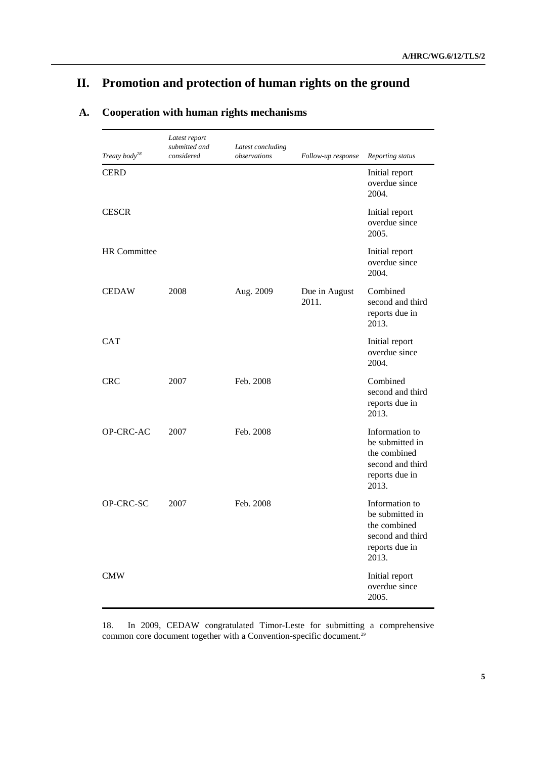# II. Promotion and protection of human rights on the ground

## A. Cooperation with human rights mechanisms

| *Treaty body*[28] | *Latest report submitted and considered* | *Latest concluding observations* | *Follow-up response* | *Reporting status* |
|---|---|---|---|---|
| CERD | | | | Initial report overdue since 2004. |
| CESCR | | | | Initial report overdue since 2005. |
| HR Committee | | | | Initial report overdue since 2004. |
| CEDAW | 2008 | Aug. 2009 | Due in August 2011. | Combined second and third reports due in 2013. |
| CAT | | | | Initial report overdue since 2004. |
| CRC | 2007 | Feb. 2008 | | Combined second and third reports due in 2013. |
| OP-CRC-AC | 2007 | Feb. 2008 | | Information to be submitted in the combined second and third reports due in 2013. |
| OP-CRC-SC | 2007 | Feb. 2008 | | Information to be submitted in the combined second and third reports due in 2013. |
| CMW | | | | Initial report overdue since 2005. |

18. In 2009, CEDAW congratulated Timor-Leste for submitting a comprehensive common core document together with a Convention-specific document.[29]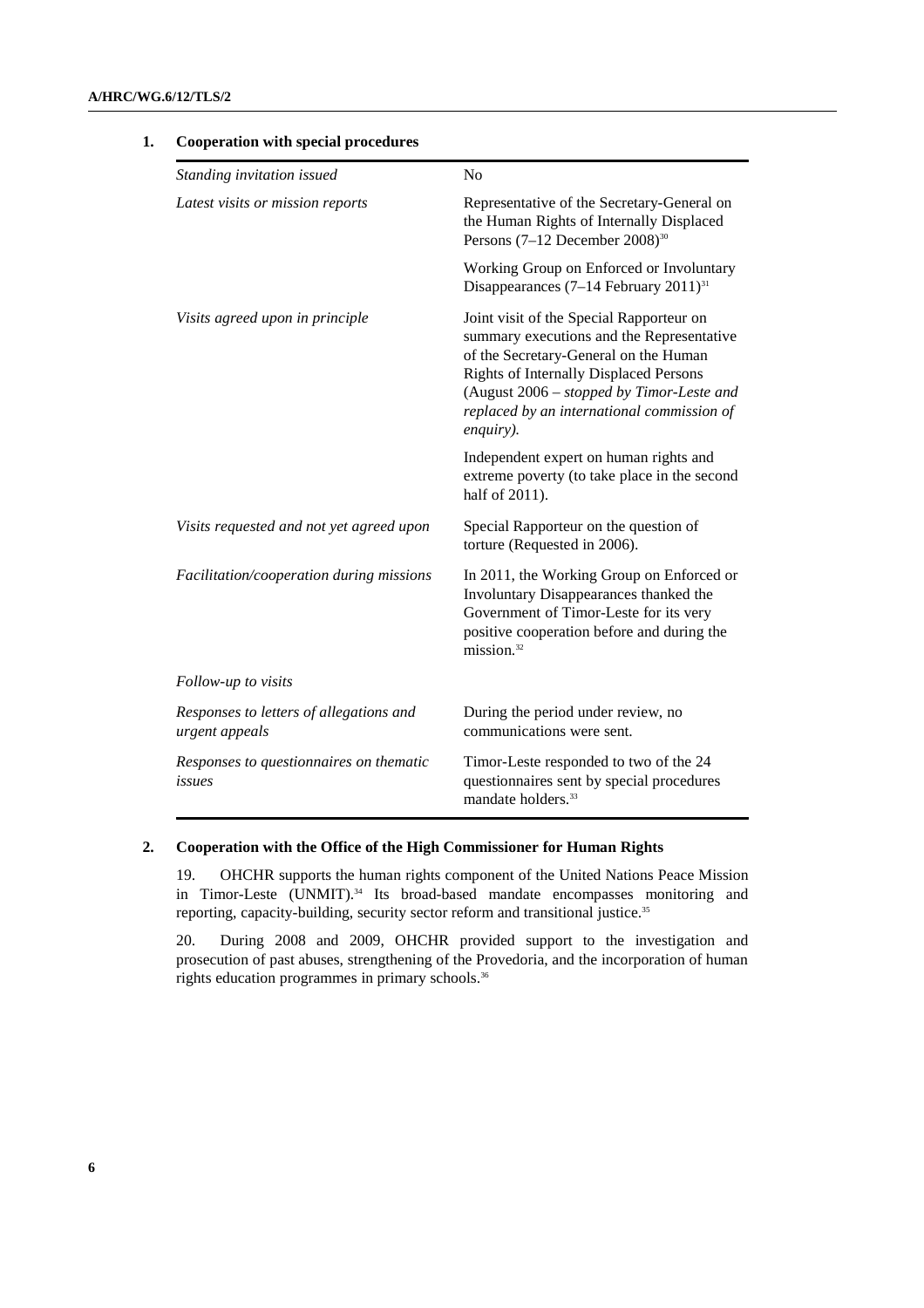### 1. Cooperation with special procedures

| | |
|---|---|
| *Standing invitation issued* | No |
| *Latest visits or mission reports* | Representative of the Secretary-General on the Human Rights of Internally Displaced Persons (7–12 December 2008)[30] |
| | Working Group on Enforced or Involuntary Disappearances (7–14 February 2011)[31] |
| *Visits agreed upon in principle* | Joint visit of the Special Rapporteur on summary executions and the Representative of the Secretary-General on the Human Rights of Internally Displaced Persons (August 2006 – *stopped by Timor-Leste and replaced by an international commission of enquiry).* |
| | Independent expert on human rights and extreme poverty (to take place in the second half of 2011). |
| *Visits requested and not yet agreed upon* | Special Rapporteur on the question of torture (Requested in 2006). |
| *Facilitation/cooperation during missions* | In 2011, the Working Group on Enforced or Involuntary Disappearances thanked the Government of Timor-Leste for its very positive cooperation before and during the mission.[32] |
| *Follow-up to visits* | |
| *Responses to letters of allegations and urgent appeals* | During the period under review, no communications were sent. |
| *Responses to questionnaires on thematic issues* | Timor-Leste responded to two of the 24 questionnaires sent by special procedures mandate holders.[33] |

### 2. Cooperation with the Office of the High Commissioner for Human Rights

19. OHCHR supports the human rights component of the United Nations Peace Mission in Timor-Leste (UNMIT).[34] Its broad-based mandate encompasses monitoring and reporting, capacity-building, security sector reform and transitional justice.[35]

20. During 2008 and 2009, OHCHR provided support to the investigation and prosecution of past abuses, strengthening of the Provedoria, and the incorporation of human rights education programmes in primary schools.[36]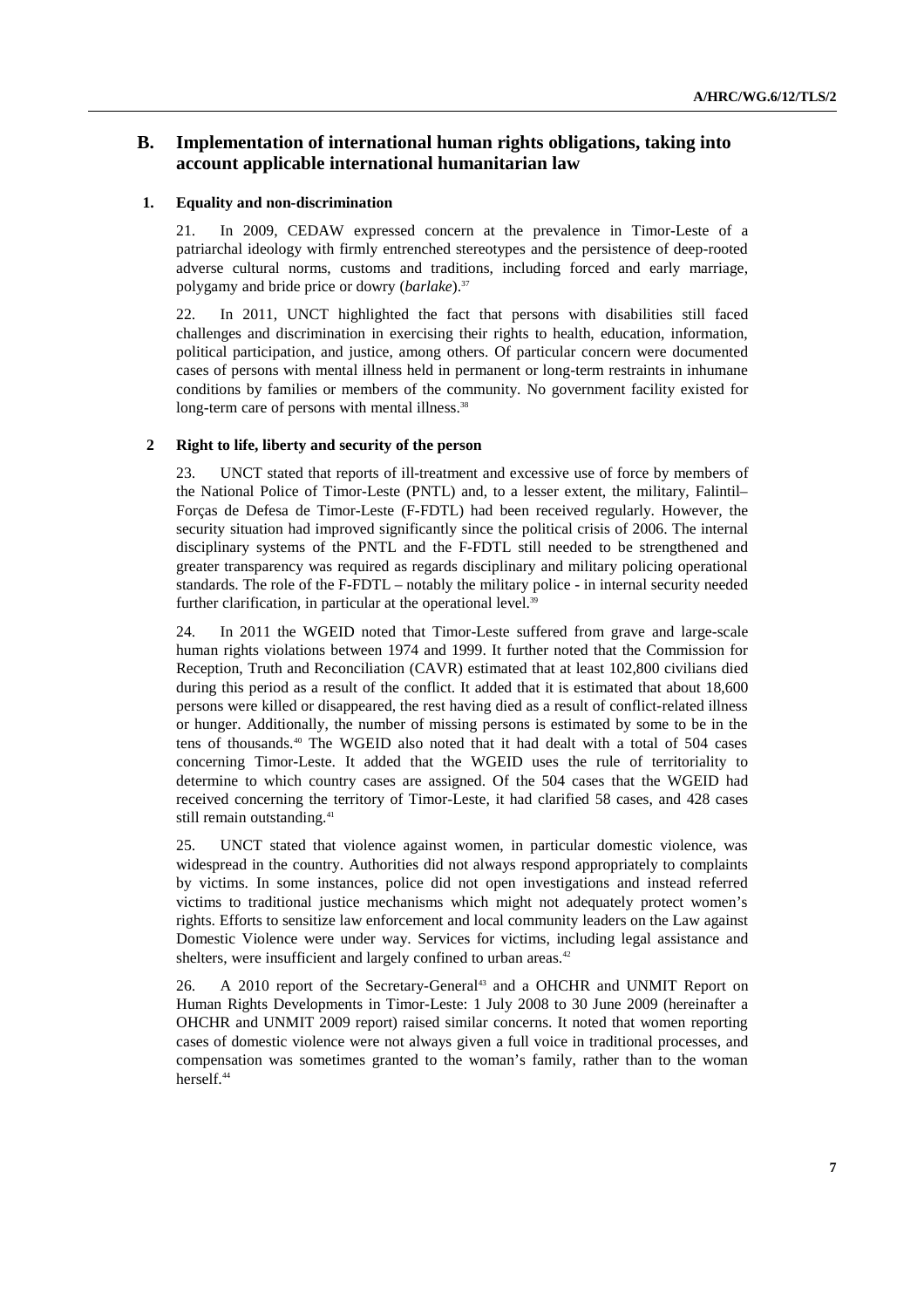## B. Implementation of international human rights obligations, taking into account applicable international humanitarian law

### 1. Equality and non-discrimination

21. In 2009, CEDAW expressed concern at the prevalence in Timor-Leste of a patriarchal ideology with firmly entrenched stereotypes and the persistence of deep-rooted adverse cultural norms, customs and traditions, including forced and early marriage, polygamy and bride price or dowry (*barlake*).[37]

22. In 2011, UNCT highlighted the fact that persons with disabilities still faced challenges and discrimination in exercising their rights to health, education, information, political participation, and justice, among others. Of particular concern were documented cases of persons with mental illness held in permanent or long-term restraints in inhumane conditions by families or members of the community. No government facility existed for long-term care of persons with mental illness.[38]

### 2 Right to life, liberty and security of the person

23. UNCT stated that reports of ill-treatment and excessive use of force by members of the National Police of Timor-Leste (PNTL) and, to a lesser extent, the military, Falintil–Forças de Defesa de Timor-Leste (F-FDTL) had been received regularly. However, the security situation had improved significantly since the political crisis of 2006. The internal disciplinary systems of the PNTL and the F-FDTL still needed to be strengthened and greater transparency was required as regards disciplinary and military policing operational standards. The role of the F-FDTL – notably the military police - in internal security needed further clarification, in particular at the operational level.[39]

24. In 2011 the WGEID noted that Timor-Leste suffered from grave and large-scale human rights violations between 1974 and 1999. It further noted that the Commission for Reception, Truth and Reconciliation (CAVR) estimated that at least 102,800 civilians died during this period as a result of the conflict. It added that it is estimated that about 18,600 persons were killed or disappeared, the rest having died as a result of conflict-related illness or hunger. Additionally, the number of missing persons is estimated by some to be in the tens of thousands.[40] The WGEID also noted that it had dealt with a total of 504 cases concerning Timor-Leste. It added that the WGEID uses the rule of territoriality to determine to which country cases are assigned. Of the 504 cases that the WGEID had received concerning the territory of Timor-Leste, it had clarified 58 cases, and 428 cases still remain outstanding.[41]

25. UNCT stated that violence against women, in particular domestic violence, was widespread in the country. Authorities did not always respond appropriately to complaints by victims. In some instances, police did not open investigations and instead referred victims to traditional justice mechanisms which might not adequately protect women's rights. Efforts to sensitize law enforcement and local community leaders on the Law against Domestic Violence were under way. Services for victims, including legal assistance and shelters, were insufficient and largely confined to urban areas.[42]

26. A 2010 report of the Secretary-General[43] and a OHCHR and UNMIT Report on Human Rights Developments in Timor-Leste: 1 July 2008 to 30 June 2009 (hereinafter a OHCHR and UNMIT 2009 report) raised similar concerns. It noted that women reporting cases of domestic violence were not always given a full voice in traditional processes, and compensation was sometimes granted to the woman's family, rather than to the woman herself.[44]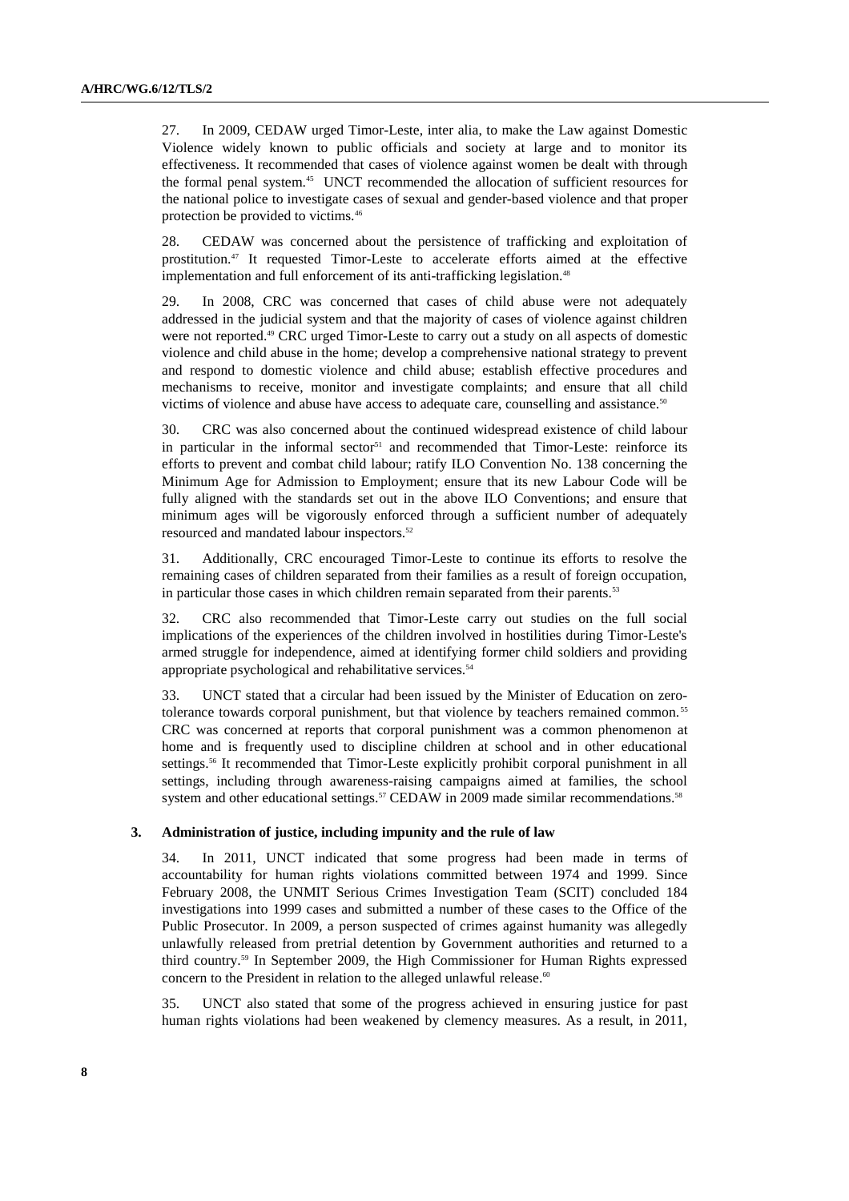27. In 2009, CEDAW urged Timor-Leste, inter alia, to make the Law against Domestic Violence widely known to public officials and society at large and to monitor its effectiveness. It recommended that cases of violence against women be dealt with through the formal penal system.[45] UNCT recommended the allocation of sufficient resources for the national police to investigate cases of sexual and gender-based violence and that proper protection be provided to victims.[46]

28. CEDAW was concerned about the persistence of trafficking and exploitation of prostitution.[47] It requested Timor-Leste to accelerate efforts aimed at the effective implementation and full enforcement of its anti-trafficking legislation.[48]

29. In 2008, CRC was concerned that cases of child abuse were not adequately addressed in the judicial system and that the majority of cases of violence against children were not reported.[49] CRC urged Timor-Leste to carry out a study on all aspects of domestic violence and child abuse in the home; develop a comprehensive national strategy to prevent and respond to domestic violence and child abuse; establish effective procedures and mechanisms to receive, monitor and investigate complaints; and ensure that all child victims of violence and abuse have access to adequate care, counselling and assistance.[50]

30. CRC was also concerned about the continued widespread existence of child labour in particular in the informal sector[51] and recommended that Timor-Leste: reinforce its efforts to prevent and combat child labour; ratify ILO Convention No. 138 concerning the Minimum Age for Admission to Employment; ensure that its new Labour Code will be fully aligned with the standards set out in the above ILO Conventions; and ensure that minimum ages will be vigorously enforced through a sufficient number of adequately resourced and mandated labour inspectors.[52]

31. Additionally, CRC encouraged Timor-Leste to continue its efforts to resolve the remaining cases of children separated from their families as a result of foreign occupation, in particular those cases in which children remain separated from their parents.[53]

32. CRC also recommended that Timor-Leste carry out studies on the full social implications of the experiences of the children involved in hostilities during Timor-Leste's armed struggle for independence, aimed at identifying former child soldiers and providing appropriate psychological and rehabilitative services.[54]

33. UNCT stated that a circular had been issued by the Minister of Education on zero-tolerance towards corporal punishment, but that violence by teachers remained common.[55] CRC was concerned at reports that corporal punishment was a common phenomenon at home and is frequently used to discipline children at school and in other educational settings.[56] It recommended that Timor-Leste explicitly prohibit corporal punishment in all settings, including through awareness-raising campaigns aimed at families, the school system and other educational settings.[57] CEDAW in 2009 made similar recommendations.[58]

### 3. Administration of justice, including impunity and the rule of law

34. In 2011, UNCT indicated that some progress had been made in terms of accountability for human rights violations committed between 1974 and 1999. Since February 2008, the UNMIT Serious Crimes Investigation Team (SCIT) concluded 184 investigations into 1999 cases and submitted a number of these cases to the Office of the Public Prosecutor. In 2009, a person suspected of crimes against humanity was allegedly unlawfully released from pretrial detention by Government authorities and returned to a third country.[59] In September 2009, the High Commissioner for Human Rights expressed concern to the President in relation to the alleged unlawful release.[60]

35. UNCT also stated that some of the progress achieved in ensuring justice for past human rights violations had been weakened by clemency measures. As a result, in 2011,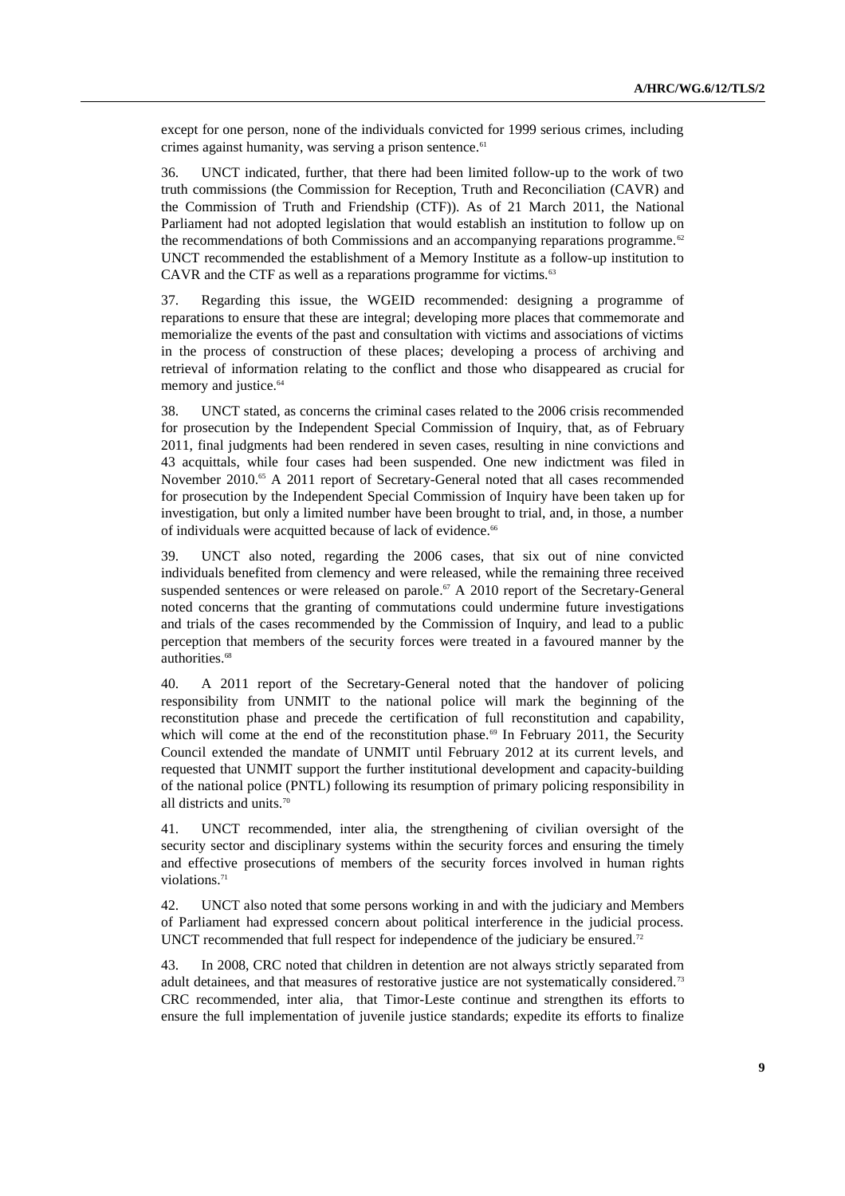except for one person, none of the individuals convicted for 1999 serious crimes, including crimes against humanity, was serving a prison sentence.[61]

36. UNCT indicated, further, that there had been limited follow-up to the work of two truth commissions (the Commission for Reception, Truth and Reconciliation (CAVR) and the Commission of Truth and Friendship (CTF)). As of 21 March 2011, the National Parliament had not adopted legislation that would establish an institution to follow up on the recommendations of both Commissions and an accompanying reparations programme.[62] UNCT recommended the establishment of a Memory Institute as a follow-up institution to CAVR and the CTF as well as a reparations programme for victims.[63]

37. Regarding this issue, the WGEID recommended: designing a programme of reparations to ensure that these are integral; developing more places that commemorate and memorialize the events of the past and consultation with victims and associations of victims in the process of construction of these places; developing a process of archiving and retrieval of information relating to the conflict and those who disappeared as crucial for memory and justice.[64]

38. UNCT stated, as concerns the criminal cases related to the 2006 crisis recommended for prosecution by the Independent Special Commission of Inquiry, that, as of February 2011, final judgments had been rendered in seven cases, resulting in nine convictions and 43 acquittals, while four cases had been suspended. One new indictment was filed in November 2010.[65] A 2011 report of Secretary-General noted that all cases recommended for prosecution by the Independent Special Commission of Inquiry have been taken up for investigation, but only a limited number have been brought to trial, and, in those, a number of individuals were acquitted because of lack of evidence.[66]

39. UNCT also noted, regarding the 2006 cases, that six out of nine convicted individuals benefited from clemency and were released, while the remaining three received suspended sentences or were released on parole.[67] A 2010 report of the Secretary-General noted concerns that the granting of commutations could undermine future investigations and trials of the cases recommended by the Commission of Inquiry, and lead to a public perception that members of the security forces were treated in a favoured manner by the authorities.[68]

40. A 2011 report of the Secretary-General noted that the handover of policing responsibility from UNMIT to the national police will mark the beginning of the reconstitution phase and precede the certification of full reconstitution and capability, which will come at the end of the reconstitution phase.[69] In February 2011, the Security Council extended the mandate of UNMIT until February 2012 at its current levels, and requested that UNMIT support the further institutional development and capacity-building of the national police (PNTL) following its resumption of primary policing responsibility in all districts and units.[70]

41. UNCT recommended, inter alia, the strengthening of civilian oversight of the security sector and disciplinary systems within the security forces and ensuring the timely and effective prosecutions of members of the security forces involved in human rights violations.[71]

42. UNCT also noted that some persons working in and with the judiciary and Members of Parliament had expressed concern about political interference in the judicial process. UNCT recommended that full respect for independence of the judiciary be ensured.[72]

43. In 2008, CRC noted that children in detention are not always strictly separated from adult detainees, and that measures of restorative justice are not systematically considered.[73] CRC recommended, inter alia, that Timor-Leste continue and strengthen its efforts to ensure the full implementation of juvenile justice standards; expedite its efforts to finalize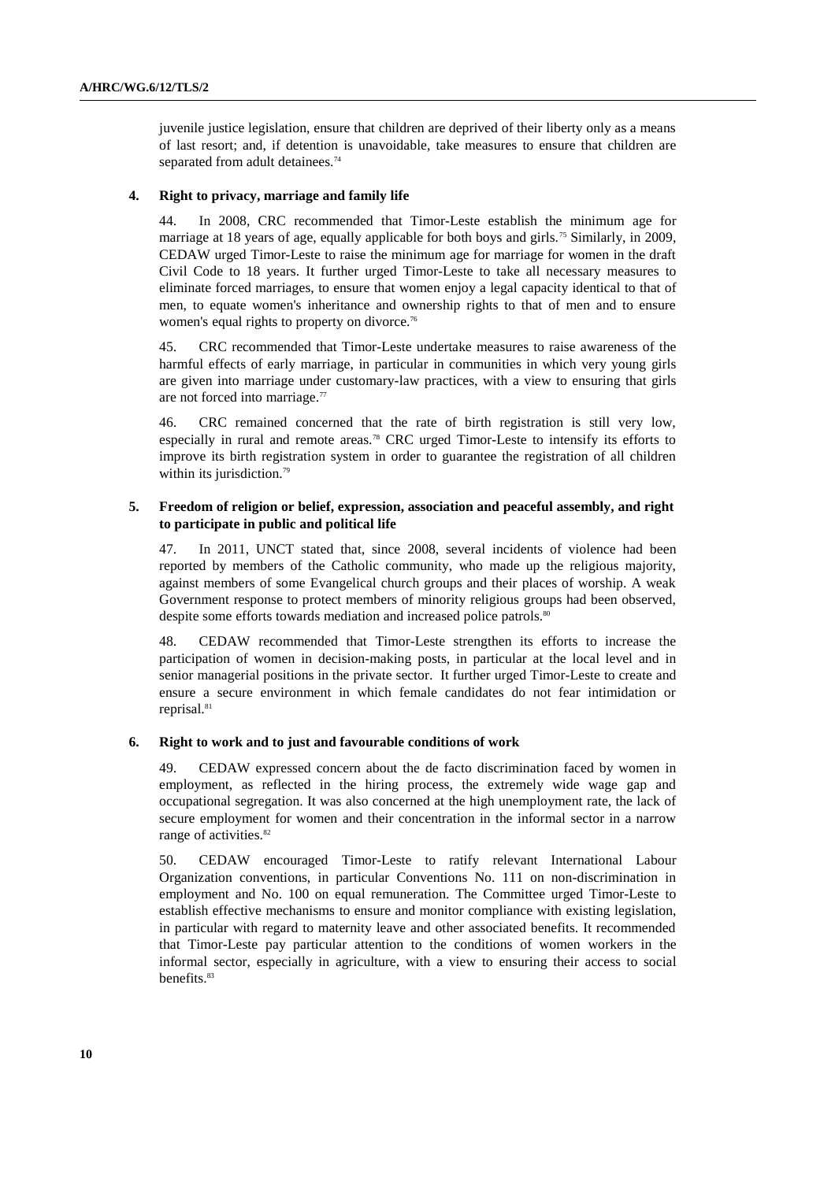juvenile justice legislation, ensure that children are deprived of their liberty only as a means of last resort; and, if detention is unavoidable, take measures to ensure that children are separated from adult detainees.[74]

#### 4. Right to privacy, marriage and family life

44. In 2008, CRC recommended that Timor-Leste establish the minimum age for marriage at 18 years of age, equally applicable for both boys and girls.[75] Similarly, in 2009, CEDAW urged Timor-Leste to raise the minimum age for marriage for women in the draft Civil Code to 18 years. It further urged Timor-Leste to take all necessary measures to eliminate forced marriages, to ensure that women enjoy a legal capacity identical to that of men, to equate women's inheritance and ownership rights to that of men and to ensure women's equal rights to property on divorce.[76]

45. CRC recommended that Timor-Leste undertake measures to raise awareness of the harmful effects of early marriage, in particular in communities in which very young girls are given into marriage under customary-law practices, with a view to ensuring that girls are not forced into marriage.[77]

46. CRC remained concerned that the rate of birth registration is still very low, especially in rural and remote areas.[78] CRC urged Timor-Leste to intensify its efforts to improve its birth registration system in order to guarantee the registration of all children within its jurisdiction.[79]

#### 5. Freedom of religion or belief, expression, association and peaceful assembly, and right to participate in public and political life

47. In 2011, UNCT stated that, since 2008, several incidents of violence had been reported by members of the Catholic community, who made up the religious majority, against members of some Evangelical church groups and their places of worship. A weak Government response to protect members of minority religious groups had been observed, despite some efforts towards mediation and increased police patrols.[80]

48. CEDAW recommended that Timor-Leste strengthen its efforts to increase the participation of women in decision-making posts, in particular at the local level and in senior managerial positions in the private sector. It further urged Timor-Leste to create and ensure a secure environment in which female candidates do not fear intimidation or reprisal.[81]

#### 6. Right to work and to just and favourable conditions of work

49. CEDAW expressed concern about the de facto discrimination faced by women in employment, as reflected in the hiring process, the extremely wide wage gap and occupational segregation. It was also concerned at the high unemployment rate, the lack of secure employment for women and their concentration in the informal sector in a narrow range of activities.[82]

50. CEDAW encouraged Timor-Leste to ratify relevant International Labour Organization conventions, in particular Conventions No. 111 on non-discrimination in employment and No. 100 on equal remuneration. The Committee urged Timor-Leste to establish effective mechanisms to ensure and monitor compliance with existing legislation, in particular with regard to maternity leave and other associated benefits. It recommended that Timor-Leste pay particular attention to the conditions of women workers in the informal sector, especially in agriculture, with a view to ensuring their access to social benefits.[83]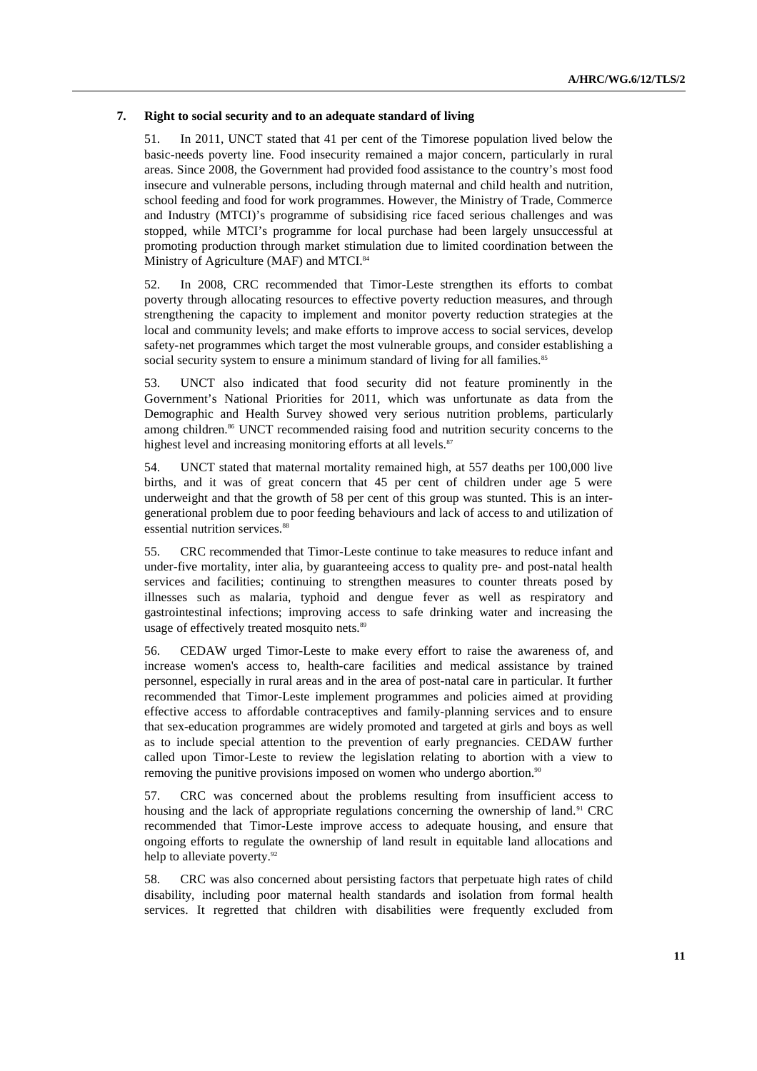### 7. Right to social security and to an adequate standard of living

51. In 2011, UNCT stated that 41 per cent of the Timorese population lived below the basic-needs poverty line. Food insecurity remained a major concern, particularly in rural areas. Since 2008, the Government had provided food assistance to the country's most food insecure and vulnerable persons, including through maternal and child health and nutrition, school feeding and food for work programmes. However, the Ministry of Trade, Commerce and Industry (MTCI)'s programme of subsidising rice faced serious challenges and was stopped, while MTCI's programme for local purchase had been largely unsuccessful at promoting production through market stimulation due to limited coordination between the Ministry of Agriculture (MAF) and MTCI.[84]

52. In 2008, CRC recommended that Timor-Leste strengthen its efforts to combat poverty through allocating resources to effective poverty reduction measures, and through strengthening the capacity to implement and monitor poverty reduction strategies at the local and community levels; and make efforts to improve access to social services, develop safety-net programmes which target the most vulnerable groups, and consider establishing a social security system to ensure a minimum standard of living for all families.[85]

53. UNCT also indicated that food security did not feature prominently in the Government's National Priorities for 2011, which was unfortunate as data from the Demographic and Health Survey showed very serious nutrition problems, particularly among children.[86] UNCT recommended raising food and nutrition security concerns to the highest level and increasing monitoring efforts at all levels.[87]

54. UNCT stated that maternal mortality remained high, at 557 deaths per 100,000 live births, and it was of great concern that 45 per cent of children under age 5 were underweight and that the growth of 58 per cent of this group was stunted. This is an inter-generational problem due to poor feeding behaviours and lack of access to and utilization of essential nutrition services.[88]

55. CRC recommended that Timor-Leste continue to take measures to reduce infant and under-five mortality, inter alia, by guaranteeing access to quality pre- and post-natal health services and facilities; continuing to strengthen measures to counter threats posed by illnesses such as malaria, typhoid and dengue fever as well as respiratory and gastrointestinal infections; improving access to safe drinking water and increasing the usage of effectively treated mosquito nets.[89]

56. CEDAW urged Timor-Leste to make every effort to raise the awareness of, and increase women's access to, health-care facilities and medical assistance by trained personnel, especially in rural areas and in the area of post-natal care in particular. It further recommended that Timor-Leste implement programmes and policies aimed at providing effective access to affordable contraceptives and family-planning services and to ensure that sex-education programmes are widely promoted and targeted at girls and boys as well as to include special attention to the prevention of early pregnancies. CEDAW further called upon Timor-Leste to review the legislation relating to abortion with a view to removing the punitive provisions imposed on women who undergo abortion.[90]

57. CRC was concerned about the problems resulting from insufficient access to housing and the lack of appropriate regulations concerning the ownership of land.[91] CRC recommended that Timor-Leste improve access to adequate housing, and ensure that ongoing efforts to regulate the ownership of land result in equitable land allocations and help to alleviate poverty.[92]

58. CRC was also concerned about persisting factors that perpetuate high rates of child disability, including poor maternal health standards and isolation from formal health services. It regretted that children with disabilities were frequently excluded from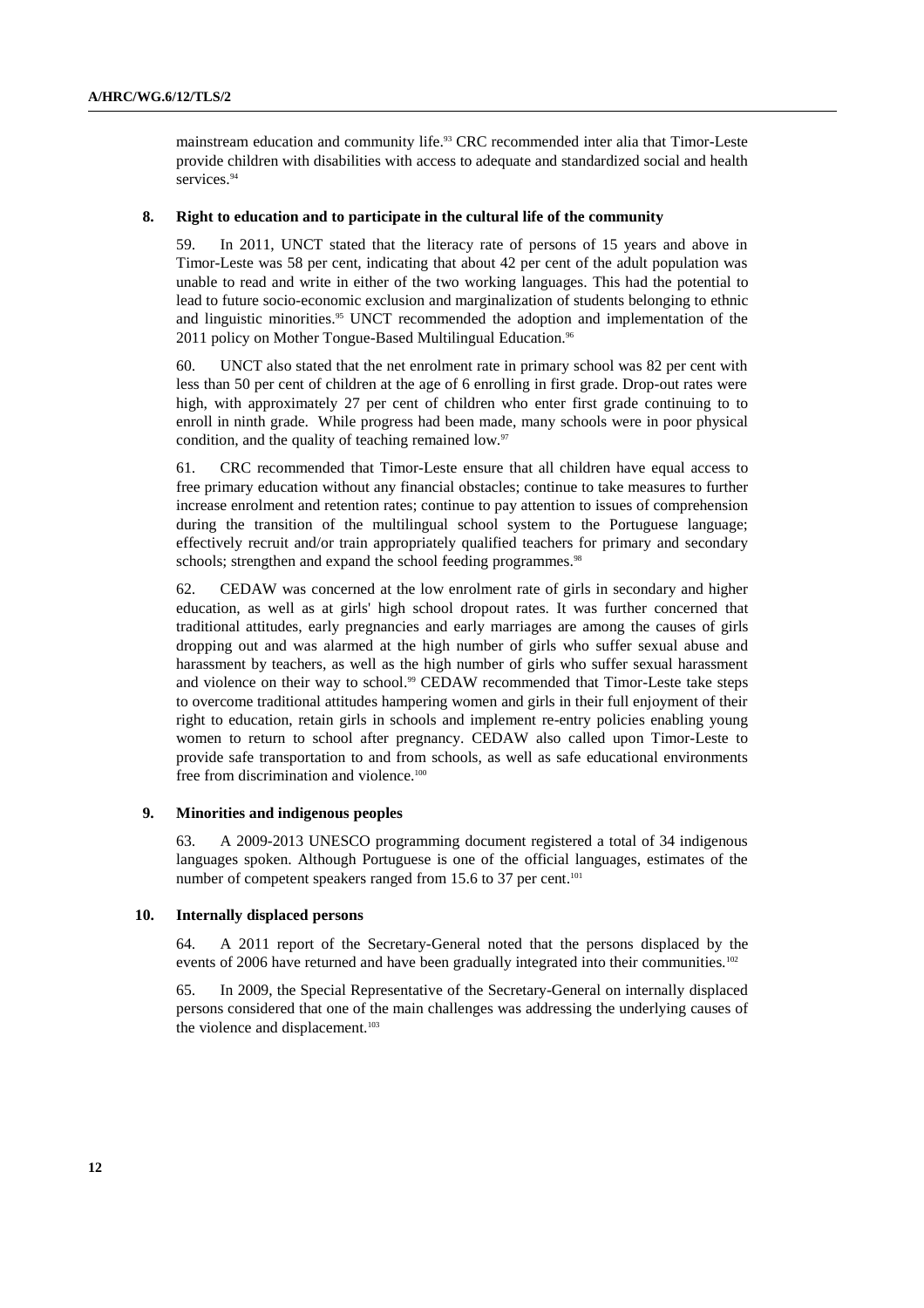mainstream education and community life.[93] CRC recommended inter alia that Timor-Leste provide children with disabilities with access to adequate and standardized social and health services.[94]

### 8. Right to education and to participate in the cultural life of the community

59. In 2011, UNCT stated that the literacy rate of persons of 15 years and above in Timor-Leste was 58 per cent, indicating that about 42 per cent of the adult population was unable to read and write in either of the two working languages. This had the potential to lead to future socio-economic exclusion and marginalization of students belonging to ethnic and linguistic minorities.[95] UNCT recommended the adoption and implementation of the 2011 policy on Mother Tongue-Based Multilingual Education.[96]

60. UNCT also stated that the net enrolment rate in primary school was 82 per cent with less than 50 per cent of children at the age of 6 enrolling in first grade. Drop-out rates were high, with approximately 27 per cent of children who enter first grade continuing to to enroll in ninth grade. While progress had been made, many schools were in poor physical condition, and the quality of teaching remained low.[97]

61. CRC recommended that Timor-Leste ensure that all children have equal access to free primary education without any financial obstacles; continue to take measures to further increase enrolment and retention rates; continue to pay attention to issues of comprehension during the transition of the multilingual school system to the Portuguese language; effectively recruit and/or train appropriately qualified teachers for primary and secondary schools; strengthen and expand the school feeding programmes.[98]

62. CEDAW was concerned at the low enrolment rate of girls in secondary and higher education, as well as at girls' high school dropout rates. It was further concerned that traditional attitudes, early pregnancies and early marriages are among the causes of girls dropping out and was alarmed at the high number of girls who suffer sexual abuse and harassment by teachers, as well as the high number of girls who suffer sexual harassment and violence on their way to school.[99] CEDAW recommended that Timor-Leste take steps to overcome traditional attitudes hampering women and girls in their full enjoyment of their right to education, retain girls in schools and implement re-entry policies enabling young women to return to school after pregnancy. CEDAW also called upon Timor-Leste to provide safe transportation to and from schools, as well as safe educational environments free from discrimination and violence.[100]

### 9. Minorities and indigenous peoples

63. A 2009-2013 UNESCO programming document registered a total of 34 indigenous languages spoken. Although Portuguese is one of the official languages, estimates of the number of competent speakers ranged from 15.6 to 37 per cent.[101]

### 10. Internally displaced persons

64. A 2011 report of the Secretary-General noted that the persons displaced by the events of 2006 have returned and have been gradually integrated into their communities.[102]

65. In 2009, the Special Representative of the Secretary-General on internally displaced persons considered that one of the main challenges was addressing the underlying causes of the violence and displacement.[103]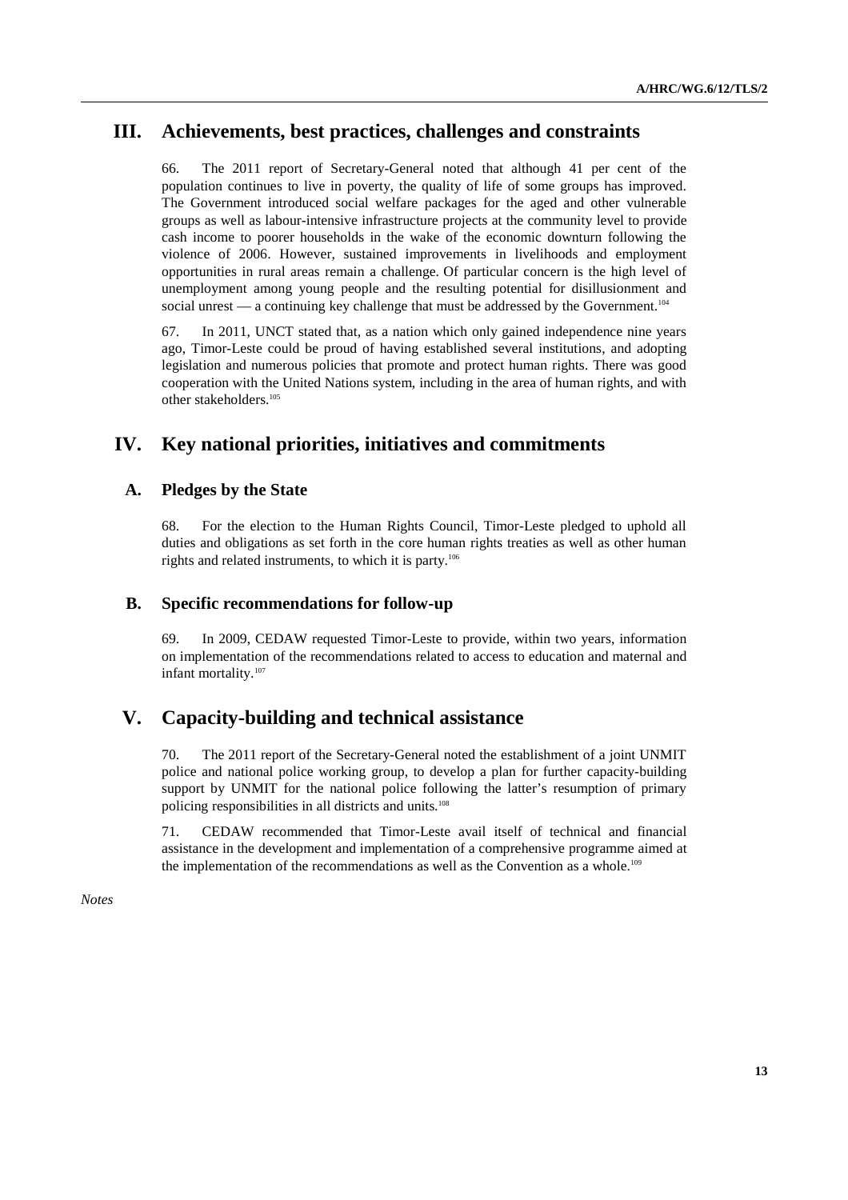## III. Achievements, best practices, challenges and constraints

66. The 2011 report of Secretary-General noted that although 41 per cent of the population continues to live in poverty, the quality of life of some groups has improved. The Government introduced social welfare packages for the aged and other vulnerable groups as well as labour-intensive infrastructure projects at the community level to provide cash income to poorer households in the wake of the economic downturn following the violence of 2006. However, sustained improvements in livelihoods and employment opportunities in rural areas remain a challenge. Of particular concern is the high level of unemployment among young people and the resulting potential for disillusionment and social unrest — a continuing key challenge that must be addressed by the Government.[104]

67. In 2011, UNCT stated that, as a nation which only gained independence nine years ago, Timor-Leste could be proud of having established several institutions, and adopting legislation and numerous policies that promote and protect human rights. There was good cooperation with the United Nations system, including in the area of human rights, and with other stakeholders.[105]

## IV. Key national priorities, initiatives and commitments

### A. Pledges by the State

68. For the election to the Human Rights Council, Timor-Leste pledged to uphold all duties and obligations as set forth in the core human rights treaties as well as other human rights and related instruments, to which it is party.[106]

### B. Specific recommendations for follow-up

69. In 2009, CEDAW requested Timor-Leste to provide, within two years, information on implementation of the recommendations related to access to education and maternal and infant mortality.[107]

## V. Capacity-building and technical assistance

70. The 2011 report of the Secretary-General noted the establishment of a joint UNMIT police and national police working group, to develop a plan for further capacity-building support by UNMIT for the national police following the latter's resumption of primary policing responsibilities in all districts and units.[108]

71. CEDAW recommended that Timor-Leste avail itself of technical and financial assistance in the development and implementation of a comprehensive programme aimed at the implementation of the recommendations as well as the Convention as a whole.[109]

*Notes*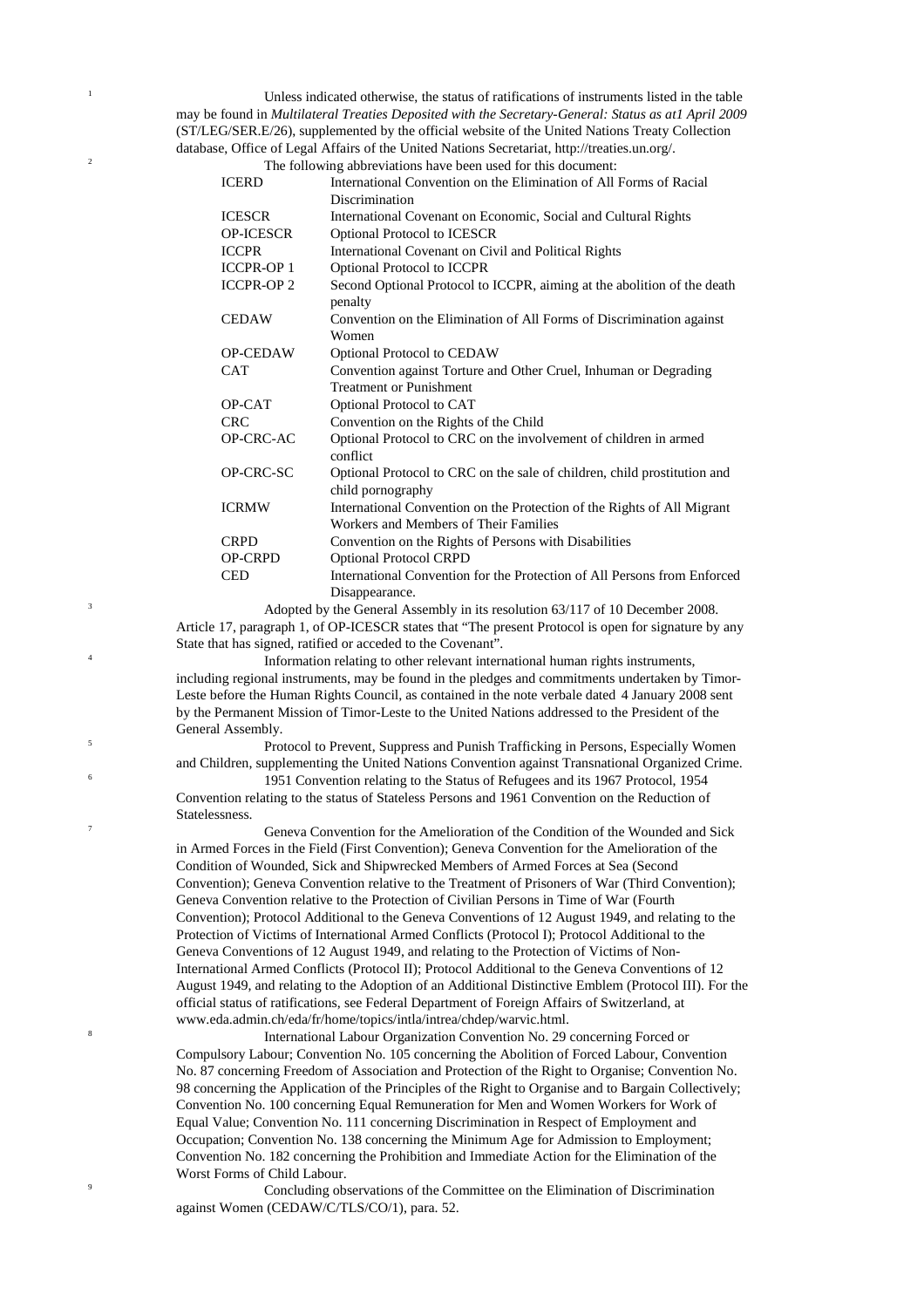[1] Unless indicated otherwise, the status of ratifications of instruments listed in the table may be found in *Multilateral Treaties Deposited with the Secretary-General: Status as at1 April 2009* (ST/LEG/SER.E/26), supplemented by the official website of the United Nations Treaty Collection database, Office of Legal Affairs of the United Nations Secretariat, http://treaties.un.org/.

[2] The following abbreviations have been used for this document:

| | |
|---|---|
| ICERD | International Convention on the Elimination of All Forms of Racial Discrimination |
| ICESCR | International Covenant on Economic, Social and Cultural Rights |
| OP-ICESCR | Optional Protocol to ICESCR |
| ICCPR | International Covenant on Civil and Political Rights |
| ICCPR-OP 1 | Optional Protocol to ICCPR |
| ICCPR-OP 2 | Second Optional Protocol to ICCPR, aiming at the abolition of the death penalty |
| CEDAW | Convention on the Elimination of All Forms of Discrimination against Women |
| OP-CEDAW | Optional Protocol to CEDAW |
| CAT | Convention against Torture and Other Cruel, Inhuman or Degrading Treatment or Punishment |
| OP-CAT | Optional Protocol to CAT |
| CRC | Convention on the Rights of the Child |
| OP-CRC-AC | Optional Protocol to CRC on the involvement of children in armed conflict |
| OP-CRC-SC | Optional Protocol to CRC on the sale of children, child prostitution and child pornography |
| ICRMW | International Convention on the Protection of the Rights of All Migrant Workers and Members of Their Families |
| CRPD | Convention on the Rights of Persons with Disabilities |
| OP-CRPD | Optional Protocol CRPD |
| CED | International Convention for the Protection of All Persons from Enforced Disappearance. |

[3] Adopted by the General Assembly in its resolution 63/117 of 10 December 2008. Article 17, paragraph 1, of OP-ICESCR states that "The present Protocol is open for signature by any State that has signed, ratified or acceded to the Covenant".

[4] Information relating to other relevant international human rights instruments, including regional instruments, may be found in the pledges and commitments undertaken by Timor-Leste before the Human Rights Council, as contained in the note verbale dated 4 January 2008 sent by the Permanent Mission of Timor-Leste to the United Nations addressed to the President of the General Assembly.

[5] Protocol to Prevent, Suppress and Punish Trafficking in Persons, Especially Women and Children, supplementing the United Nations Convention against Transnational Organized Crime.

[6] 1951 Convention relating to the Status of Refugees and its 1967 Protocol, 1954 Convention relating to the status of Stateless Persons and 1961 Convention on the Reduction of Statelessness.

[7] Geneva Convention for the Amelioration of the Condition of the Wounded and Sick in Armed Forces in the Field (First Convention); Geneva Convention for the Amelioration of the Condition of Wounded, Sick and Shipwrecked Members of Armed Forces at Sea (Second Convention); Geneva Convention relative to the Treatment of Prisoners of War (Third Convention); Geneva Convention relative to the Protection of Civilian Persons in Time of War (Fourth Convention); Protocol Additional to the Geneva Conventions of 12 August 1949, and relating to the Protection of Victims of International Armed Conflicts (Protocol I); Protocol Additional to the Geneva Conventions of 12 August 1949, and relating to the Protection of Victims of Non-International Armed Conflicts (Protocol II); Protocol Additional to the Geneva Conventions of 12 August 1949, and relating to the Adoption of an Additional Distinctive Emblem (Protocol III). For the official status of ratifications, see Federal Department of Foreign Affairs of Switzerland, at www.eda.admin.ch/eda/fr/home/topics/intla/intrea/chdep/warvic.html.

[8] International Labour Organization Convention No. 29 concerning Forced or Compulsory Labour; Convention No. 105 concerning the Abolition of Forced Labour, Convention No. 87 concerning Freedom of Association and Protection of the Right to Organise; Convention No. 98 concerning the Application of the Principles of the Right to Organise and to Bargain Collectively; Convention No. 100 concerning Equal Remuneration for Men and Women Workers for Work of Equal Value; Convention No. 111 concerning Discrimination in Respect of Employment and Occupation; Convention No. 138 concerning the Minimum Age for Admission to Employment; Convention No. 182 concerning the Prohibition and Immediate Action for the Elimination of the Worst Forms of Child Labour.

[9] Concluding observations of the Committee on the Elimination of Discrimination against Women (CEDAW/C/TLS/CO/1), para. 52.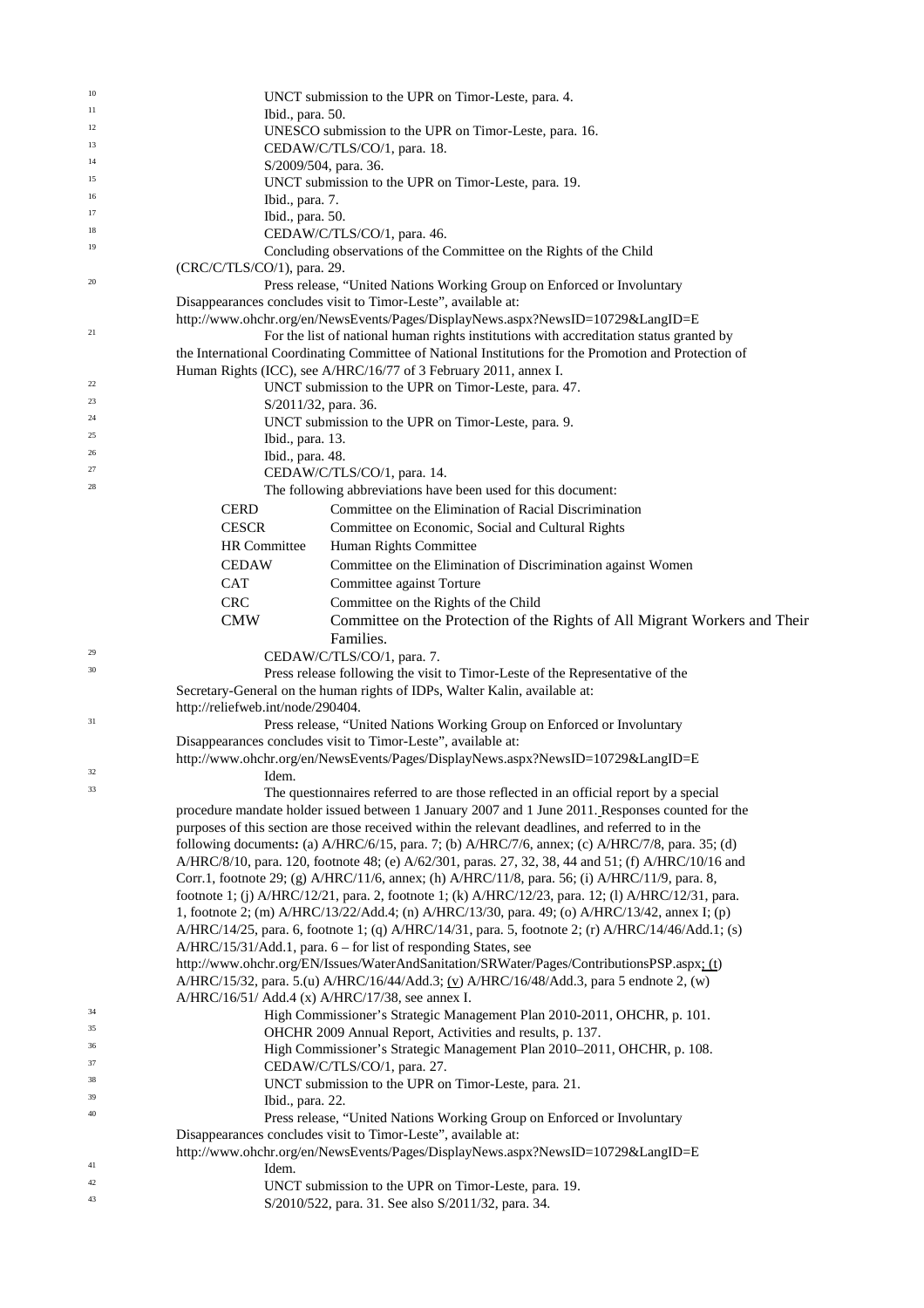[10] UNCT submission to the UPR on Timor-Leste, para. 4.

[11] Ibid., para. 50.

[12] UNESCO submission to the UPR on Timor-Leste, para. 16.

[13] CEDAW/C/TLS/CO/1, para. 18.

[14] S/2009/504, para. 36.

[15] UNCT submission to the UPR on Timor-Leste, para. 19.

[16] Ibid., para. 7.

[17] Ibid., para. 50.

[18] CEDAW/C/TLS/CO/1, para. 46.

[19] Concluding observations of the Committee on the Rights of the Child (CRC/C/TLS/CO/1), para. 29.

[20] Press release, "United Nations Working Group on Enforced or Involuntary Disappearances concludes visit to Timor-Leste", available at: http://www.ohchr.org/en/NewsEvents/Pages/DisplayNews.aspx?NewsID=10729&LangID=E

[21] For the list of national human rights institutions with accreditation status granted by the International Coordinating Committee of National Institutions for the Promotion and Protection of Human Rights (ICC), see A/HRC/16/77 of 3 February 2011, annex I.

[22] UNCT submission to the UPR on Timor-Leste, para. 47.

[23] S/2011/32, para. 36.

[24] UNCT submission to the UPR on Timor-Leste, para. 9.

[25] Ibid., para. 13.

[26] Ibid., para. 48.

[27] CEDAW/C/TLS/CO/1, para. 14.

[28] The following abbreviations have been used for this document:

| | |
|---|---|
| CERD | Committee on the Elimination of Racial Discrimination |
| CESCR | Committee on Economic, Social and Cultural Rights |
| HR Committee | Human Rights Committee |
| CEDAW | Committee on the Elimination of Discrimination against Women |
| CAT | Committee against Torture |
| CRC | Committee on the Rights of the Child |
| CMW | Committee on the Protection of the Rights of All Migrant Workers and Their Families. |

[29] CEDAW/C/TLS/CO/1, para. 7.

[30] Press release following the visit to Timor-Leste of the Representative of the Secretary-General on the human rights of IDPs, Walter Kalin, available at: http://reliefweb.int/node/290404.

[31] Press release, "United Nations Working Group on Enforced or Involuntary Disappearances concludes visit to Timor-Leste", available at: http://www.ohchr.org/en/NewsEvents/Pages/DisplayNews.aspx?NewsID=10729&LangID=E

[32] Idem.

[33] The questionnaires referred to are those reflected in an official report by a special procedure mandate holder issued between 1 January 2007 and 1 June 2011. Responses counted for the purposes of this section are those received within the relevant deadlines, and referred to in the following documents: (a) A/HRC/6/15, para. 7; (b) A/HRC/7/6, annex; (c) A/HRC/7/8, para. 35; (d) A/HRC/8/10, para. 120, footnote 48; (e) A/62/301, paras. 27, 32, 38, 44 and 51; (f) A/HRC/10/16 and Corr.1, footnote 29; (g) A/HRC/11/6, annex; (h) A/HRC/11/8, para. 56; (i) A/HRC/11/9, para. 8, footnote 1; (j) A/HRC/12/21, para. 2, footnote 1; (k) A/HRC/12/23, para. 12; (l) A/HRC/12/31, para. 1, footnote 2; (m) A/HRC/13/22/Add.4; (n) A/HRC/13/30, para. 49; (o) A/HRC/13/42, annex I; (p) A/HRC/14/25, para. 6, footnote 1; (q) A/HRC/14/31, para. 5, footnote 2; (r) A/HRC/14/46/Add.1; (s) A/HRC/15/31/Add.1, para. 6 – for list of responding States, see http://www.ohchr.org/EN/Issues/WaterAndSanitation/SRWater/Pages/ContributionsPSP.aspx; (t) A/HRC/15/32, para. 5.(u) A/HRC/16/44/Add.3; (v) A/HRC/16/48/Add.3, para 5 endnote 2, (w) A/HRC/16/51/ Add.4 (x) A/HRC/17/38, see annex I.

[34] High Commissioner's Strategic Management Plan 2010-2011, OHCHR, p. 101.

[35] OHCHR 2009 Annual Report, Activities and results, p. 137.

[36] High Commissioner's Strategic Management Plan 2010–2011, OHCHR, p. 108.

[37] CEDAW/C/TLS/CO/1, para. 27.

[38] UNCT submission to the UPR on Timor-Leste, para. 21.

[39] Ibid., para. 22.

[40] Press release, "United Nations Working Group on Enforced or Involuntary Disappearances concludes visit to Timor-Leste", available at: http://www.ohchr.org/en/NewsEvents/Pages/DisplayNews.aspx?NewsID=10729&LangID=E

[41] Idem.

[42] UNCT submission to the UPR on Timor-Leste, para. 19.

[43] S/2010/522, para. 31. See also S/2011/32, para. 34.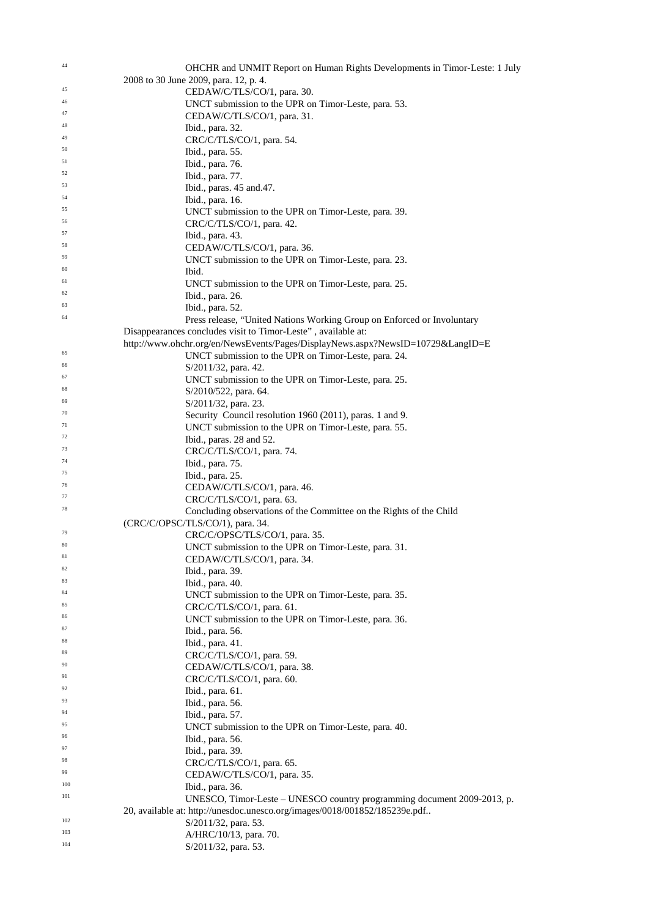[44] OHCHR and UNMIT Report on Human Rights Developments in Timor-Leste: 1 July 2008 to 30 June 2009, para. 12, p. 4.

[45] CEDAW/C/TLS/CO/1, para. 30.

[46] UNCT submission to the UPR on Timor-Leste, para. 53.

[47] CEDAW/C/TLS/CO/1, para. 31.

[48] Ibid., para. 32.

[49] CRC/C/TLS/CO/1, para. 54.

[50] Ibid., para. 55.

[51] Ibid., para. 76.

[52] Ibid., para. 77.

[53] Ibid., paras. 45 and.47.

[54] Ibid., para. 16.

[55] UNCT submission to the UPR on Timor-Leste, para. 39.

[56] CRC/C/TLS/CO/1, para. 42.

[57] Ibid., para. 43.

[58] CEDAW/C/TLS/CO/1, para. 36.

[59] UNCT submission to the UPR on Timor-Leste, para. 23.

[60] Ibid.

[61] UNCT submission to the UPR on Timor-Leste, para. 25.

[62] Ibid., para. 26.

[63] Ibid., para. 52.

[64] Press release, "United Nations Working Group on Enforced or Involuntary Disappearances concludes visit to Timor-Leste" , available at: http://www.ohchr.org/en/NewsEvents/Pages/DisplayNews.aspx?NewsID=10729&LangID=E

[65] UNCT submission to the UPR on Timor-Leste, para. 24.

[66] S/2011/32, para. 42.

[67] UNCT submission to the UPR on Timor-Leste, para. 25.

[68] S/2010/522, para. 64.

[69] S/2011/32, para. 23.

[70] Security Council resolution 1960 (2011), paras. 1 and 9.

[71] UNCT submission to the UPR on Timor-Leste, para. 55.

[72] Ibid., paras. 28 and 52.

[73] CRC/C/TLS/CO/1, para. 74.

[74] Ibid., para. 75.

[75] Ibid., para. 25.

[76] CEDAW/C/TLS/CO/1, para. 46.

[77] CRC/C/TLS/CO/1, para. 63.

[78] Concluding observations of the Committee on the Rights of the Child (CRC/C/OPSC/TLS/CO/1), para. 34.

[79] CRC/C/OPSC/TLS/CO/1, para. 35.

[80] UNCT submission to the UPR on Timor-Leste, para. 31.

[81] CEDAW/C/TLS/CO/1, para. 34.

[82] Ibid., para. 39.

[83] Ibid., para. 40.

[84] UNCT submission to the UPR on Timor-Leste, para. 35.

[85] CRC/C/TLS/CO/1, para. 61.

[86] UNCT submission to the UPR on Timor-Leste, para. 36.

[87] Ibid., para. 56.

[88] Ibid., para. 41.

[89] CRC/C/TLS/CO/1, para. 59.

[90] CEDAW/C/TLS/CO/1, para. 38.

[91] CRC/C/TLS/CO/1, para. 60.

[92] Ibid., para. 61.

[93] Ibid., para. 56.

[94] Ibid., para. 57.

[95] UNCT submission to the UPR on Timor-Leste, para. 40.

[96] Ibid., para. 56.

[97] Ibid., para. 39.

[98] CRC/C/TLS/CO/1, para. 65.

[99] CEDAW/C/TLS/CO/1, para. 35.

[100] Ibid., para. 36.

[101] UNESCO, Timor-Leste – UNESCO country programming document 2009-2013, p. 20, available at: http://unesdoc.unesco.org/images/0018/001852/185239e.pdf..

[102] S/2011/32, para. 53.

[103] A/HRC/10/13, para. 70.

[104] S/2011/32, para. 53.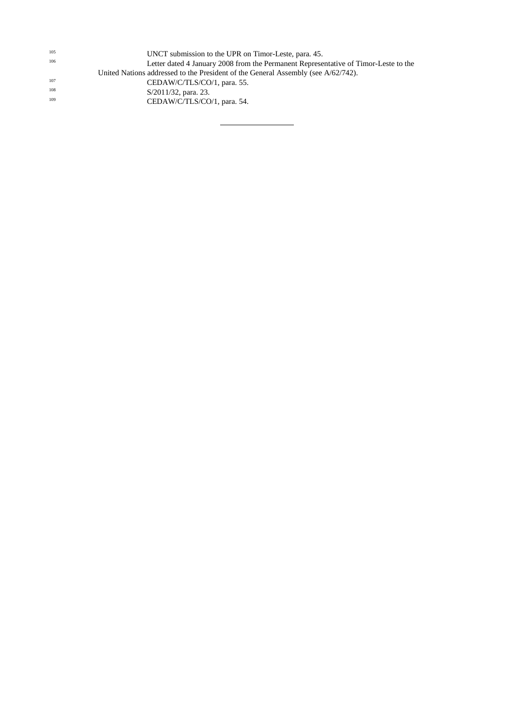[105] UNCT submission to the UPR on Timor-Leste, para. 45.

[106] Letter dated 4 January 2008 from the Permanent Representative of Timor-Leste to the United Nations addressed to the President of the General Assembly (see A/62/742).

[107] CEDAW/C/TLS/CO/1, para. 55.

[108] S/2011/32, para. 23.

[109] CEDAW/C/TLS/CO/1, para. 54.